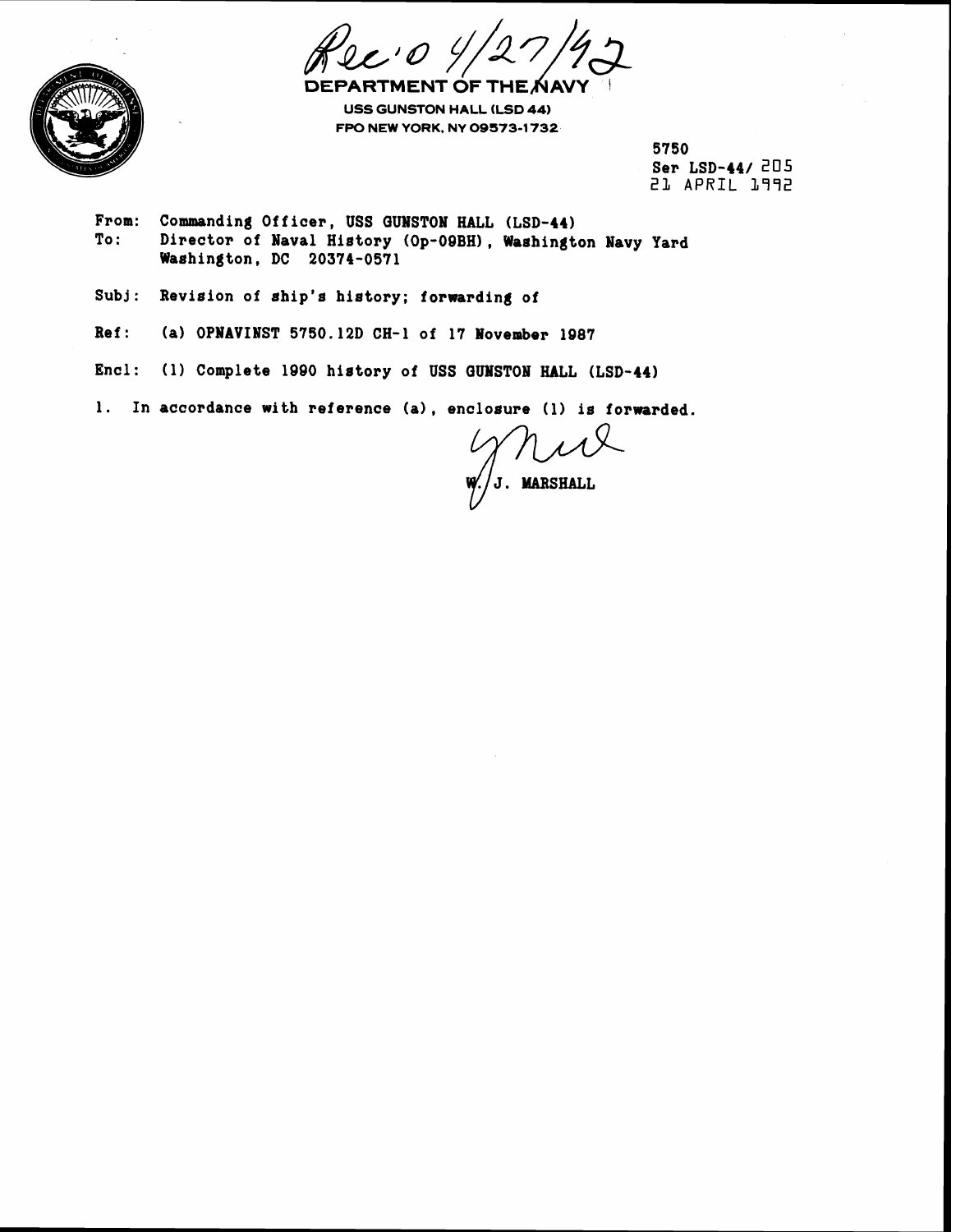Rec'd 4/27/92

DEPARTMENT OF THE NAVY

USS GUNSTON HALL (LSD 44)
FPO NEW YORK, NY 09573-1732

5750
Ser LSD-44/ 205
21 APRIL 1992

From: Commanding Officer, USS GUNSTON HALL (LSD-44)
To: Director of Naval History (Op-09BH), Washington Navy Yard Washington, DC 20374-0571

Subj: Revision of ship's history; forwarding of

Ref: (a) OPNAVINST 5750.12D CH-1 of 17 November 1987

Encl: (1) Complete 1990 history of USS GUNSTON HALL (LSD-44)

1. In accordance with reference (a), enclosure (1) is forwarded.

W. J. MARSHALL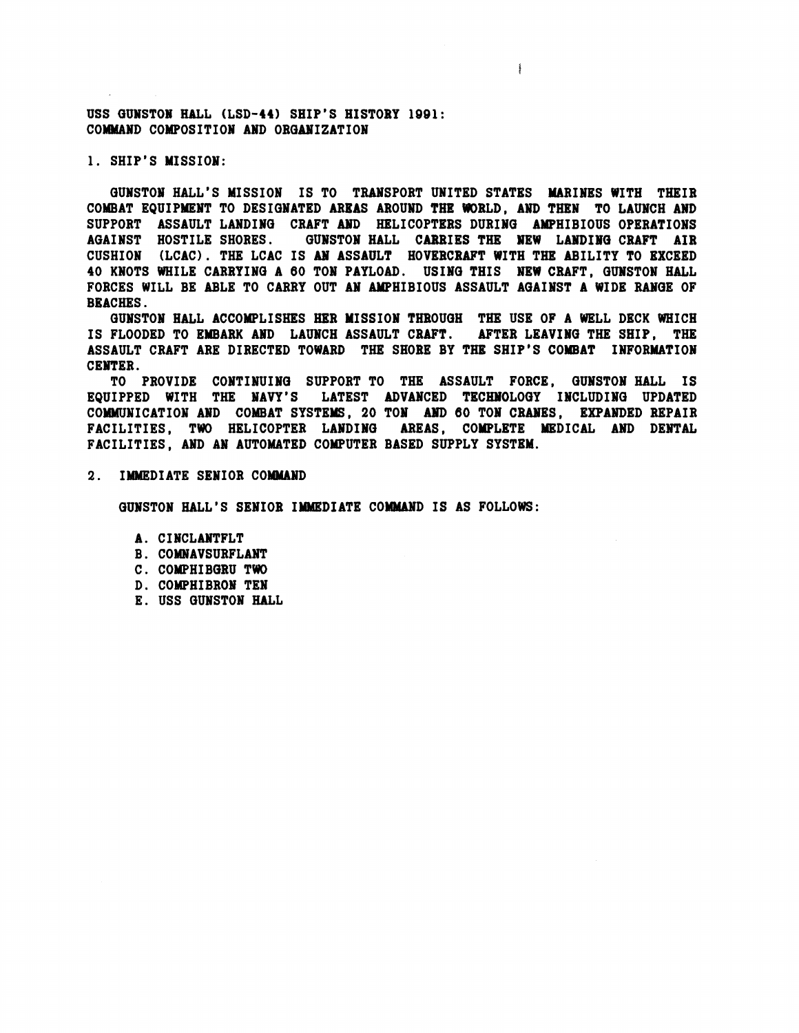USS GUNSTON HALL (LSD-44) SHIP'S HISTORY 1991:
COMMAND COMPOSITION AND ORGANIZATION

1. SHIP'S MISSION:

GUNSTON HALL'S MISSION IS TO TRANSPORT UNITED STATES MARINES WITH THEIR COMBAT EQUIPMENT TO DESIGNATED AREAS AROUND THE WORLD, AND THEN TO LAUNCH AND SUPPORT ASSAULT LANDING CRAFT AND HELICOPTERS DURING AMPHIBIOUS OPERATIONS AGAINST HOSTILE SHORES. GUNSTON HALL CARRIES THE NEW LANDING CRAFT AIR CUSHION (LCAC). THE LCAC IS AN ASSAULT HOVERCRAFT WITH THE ABILITY TO EXCEED 40 KNOTS WHILE CARRYING A 60 TON PAYLOAD. USING THIS NEW CRAFT, GUNSTON HALL FORCES WILL BE ABLE TO CARRY OUT AN AMPHIBIOUS ASSAULT AGAINST A WIDE RANGE OF BEACHES.

GUNSTON HALL ACCOMPLISHES HER MISSION THROUGH THE USE OF A WELL DECK WHICH IS FLOODED TO EMBARK AND LAUNCH ASSAULT CRAFT. AFTER LEAVING THE SHIP, THE ASSAULT CRAFT ARE DIRECTED TOWARD THE SHORE BY THE SHIP'S COMBAT INFORMATION CENTER.

TO PROVIDE CONTINUING SUPPORT TO THE ASSAULT FORCE, GUNSTON HALL IS EQUIPPED WITH THE NAVY'S LATEST ADVANCED TECHNOLOGY INCLUDING UPDATED COMMUNICATION AND COMBAT SYSTEMS, 20 TON AND 60 TON CRANES, EXPANDED REPAIR FACILITIES, TWO HELICOPTER LANDING AREAS, COMPLETE MEDICAL AND DENTAL FACILITIES, AND AN AUTOMATED COMPUTER BASED SUPPLY SYSTEM.

2. IMMEDIATE SENIOR COMMAND

GUNSTON HALL'S SENIOR IMMEDIATE COMMAND IS AS FOLLOWS:

A. CINCLANTFLT
B. COMNAVSURFLANT
C. COMPHIBGRU TWO
D. COMPHIBRON TEN
E. USS GUNSTON HALL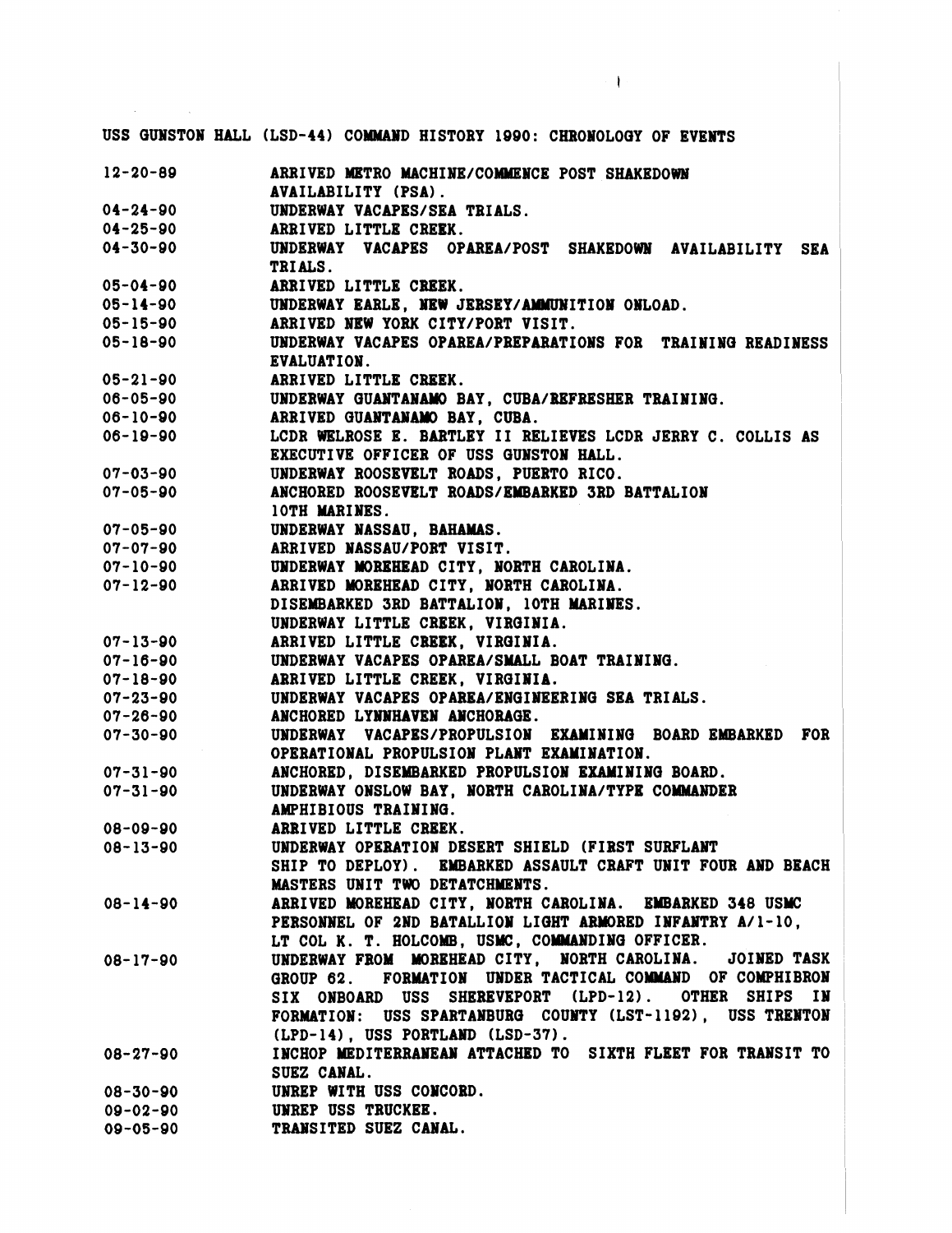# USS GUNSTON HALL (LSD-44) COMMAND HISTORY 1990: CHRONOLOGY OF EVENTS

| | |
|---|---|
| 12-20-89 | ARRIVED METRO MACHINE/COMMENCE POST SHAKEDOWN AVAILABILITY (PSA). |
| 04-24-90 | UNDERWAY VACAPES/SEA TRIALS. |
| 04-25-90 | ARRIVED LITTLE CREEK. |
| 04-30-90 | UNDERWAY VACAPES OPAREA/POST SHAKEDOWN AVAILABILITY SEA TRIALS. |
| 05-04-90 | ARRIVED LITTLE CREEK. |
| 05-14-90 | UNDERWAY EARLE, NEW JERSEY/AMMUNITION ONLOAD. |
| 05-15-90 | ARRIVED NEW YORK CITY/PORT VISIT. |
| 05-18-90 | UNDERWAY VACAPES OPAREA/PREPARATIONS FOR TRAINING READINESS EVALUATION. |
| 05-21-90 | ARRIVED LITTLE CREEK. |
| 06-05-90 | UNDERWAY GUANTANAMO BAY, CUBA/REFRESHER TRAINING. |
| 06-10-90 | ARRIVED GUANTANAMO BAY, CUBA. |
| 06-19-90 | LCDR WELROSE E. BARTLEY II RELIEVES LCDR JERRY C. COLLIS AS EXECUTIVE OFFICER OF USS GUNSTON HALL. |
| 07-03-90 | UNDERWAY ROOSEVELT ROADS, PUERTO RICO. |
| 07-05-90 | ANCHORED ROOSEVELT ROADS/EMBARKED 3RD BATTALION 10TH MARINES. |
| 07-05-90 | UNDERWAY NASSAU, BAHAMAS. |
| 07-07-90 | ARRIVED NASSAU/PORT VISIT. |
| 07-10-90 | UNDERWAY MOREHEAD CITY, NORTH CAROLINA. |
| 07-12-90 | ARRIVED MOREHEAD CITY, NORTH CAROLINA. DISEMBARKED 3RD BATTALION, 10TH MARINES. UNDERWAY LITTLE CREEK, VIRGINIA. |
| 07-13-90 | ARRIVED LITTLE CREEK, VIRGINIA. |
| 07-16-90 | UNDERWAY VACAPES OPAREA/SMALL BOAT TRAINING. |
| 07-18-90 | ARRIVED LITTLE CREEK, VIRGINIA. |
| 07-23-90 | UNDERWAY VACAPES OPAREA/ENGINEERING SEA TRIALS. |
| 07-26-90 | ANCHORED LYNNHAVEN ANCHORAGE. |
| 07-30-90 | UNDERWAY VACAPES/PROPULSION EXAMINING BOARD EMBARKED FOR OPERATIONAL PROPULSION PLANT EXAMINATION. |
| 07-31-90 | ANCHORED, DISEMBARKED PROPULSION EXAMINING BOARD. |
| 07-31-90 | UNDERWAY ONSLOW BAY, NORTH CAROLINA/TYPE COMMANDER AMPHIBIOUS TRAINING. |
| 08-09-90 | ARRIVED LITTLE CREEK. |
| 08-13-90 | UNDERWAY OPERATION DESERT SHIELD (FIRST SURFLANT SHIP TO DEPLOY). EMBARKED ASSAULT CRAFT UNIT FOUR AND BEACH MASTERS UNIT TWO DETATCHMENTS. |
| 08-14-90 | ARRIVED MOREHEAD CITY, NORTH CAROLINA. EMBARKED 348 USMC PERSONNEL OF 2ND BATALLION LIGHT ARMORED INFANTRY A/1-10, LT COL K. T. HOLCOMB, USMC, COMMANDING OFFICER. |
| 08-17-90 | UNDERWAY FROM MOREHEAD CITY, NORTH CAROLINA. JOINED TASK GROUP 62. FORMATION UNDER TACTICAL COMMAND OF COMPHIBRON SIX ONBOARD USS SHEREVEPORT (LPD-12). OTHER SHIPS IN FORMATION: USS SPARTANBURG COUNTY (LST-1192), USS TRENTON (LPD-14), USS PORTLAND (LSD-37). |
| 08-27-90 | INCHOP MEDITERRANEAN ATTACHED TO SIXTH FLEET FOR TRANSIT TO SUEZ CANAL. |
| 08-30-90 | UNREP WITH USS CONCORD. |
| 09-02-90 | UNREP USS TRUCKEE. |
| 09-05-90 | TRANSITED SUEZ CANAL. |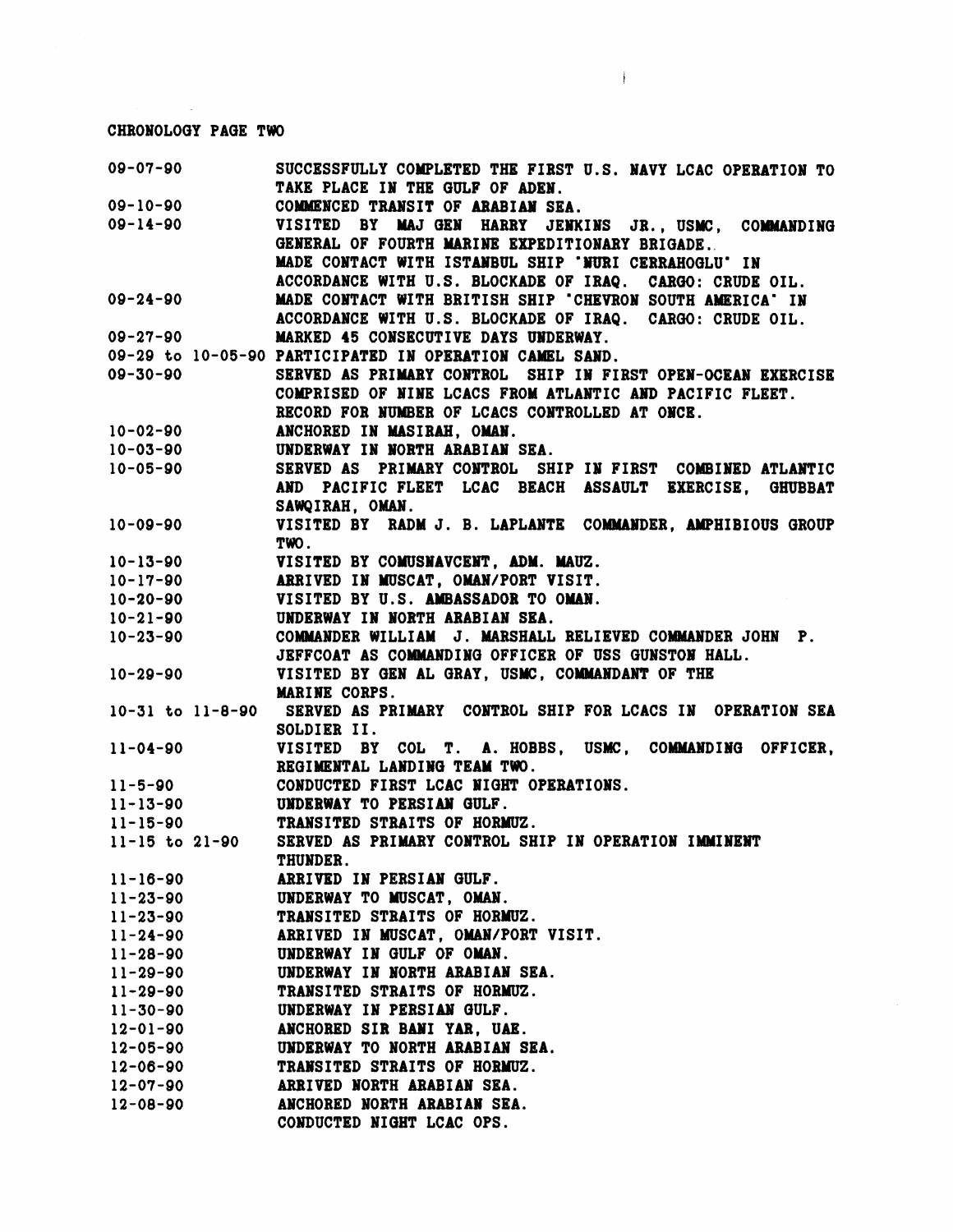CHRONOLOGY PAGE TWO

| | |
|---|---|
| 09-07-90 | SUCCESSFULLY COMPLETED THE FIRST U.S. NAVY LCAC OPERATION TO TAKE PLACE IN THE GULF OF ADEN. |
| 09-10-90 | COMMENCED TRANSIT OF ARABIAN SEA. |
| 09-14-90 | VISITED BY MAJ GEN HARRY JENKINS JR., USMC, COMMANDING GENERAL OF FOURTH MARINE EXPEDITIONARY BRIGADE. MADE CONTACT WITH ISTANBUL SHIP 'NURI CERRAHOGLU' IN ACCORDANCE WITH U.S. BLOCKADE OF IRAQ. CARGO: CRUDE OIL. |
| 09-24-90 | MADE CONTACT WITH BRITISH SHIP 'CHEVRON SOUTH AMERICA' IN ACCORDANCE WITH U.S. BLOCKADE OF IRAQ. CARGO: CRUDE OIL. |
| 09-27-90 | MARKED 45 CONSECUTIVE DAYS UNDERWAY. |
| 09-29 to 10-05-90 | PARTICIPATED IN OPERATION CAMEL SAND. |
| 09-30-90 | SERVED AS PRIMARY CONTROL SHIP IN FIRST OPEN-OCEAN EXERCISE COMPRISED OF NINE LCACS FROM ATLANTIC AND PACIFIC FLEET. RECORD FOR NUMBER OF LCACS CONTROLLED AT ONCE. |
| 10-02-90 | ANCHORED IN MASIRAH, OMAN. |
| 10-03-90 | UNDERWAY IN NORTH ARABIAN SEA. |
| 10-05-90 | SERVED AS PRIMARY CONTROL SHIP IN FIRST COMBINED ATLANTIC AND PACIFIC FLEET LCAC BEACH ASSAULT EXERCISE, GHUBBAT SAWQIRAH, OMAN. |
| 10-09-90 | VISITED BY RADM J. B. LAPLANTE COMMANDER, AMPHIBIOUS GROUP TWO. |
| 10-13-90 | VISITED BY COMUSNAVCENT, ADM. MAUZ. |
| 10-17-90 | ARRIVED IN MUSCAT, OMAN/PORT VISIT. |
| 10-20-90 | VISITED BY U.S. AMBASSADOR TO OMAN. |
| 10-21-90 | UNDERWAY IN NORTH ARABIAN SEA. |
| 10-23-90 | COMMANDER WILLIAM J. MARSHALL RELIEVED COMMANDER JOHN P. JEFFCOAT AS COMMANDING OFFICER OF USS GUNSTON HALL. |
| 10-29-90 | VISITED BY GEN AL GRAY, USMC, COMMANDANT OF THE MARINE CORPS. |
| 10-31 to 11-8-90 | SERVED AS PRIMARY CONTROL SHIP FOR LCACS IN OPERATION SEA SOLDIER II. |
| 11-04-90 | VISITED BY COL T. A. HOBBS, USMC, COMMANDING OFFICER, REGIMENTAL LANDING TEAM TWO. |
| 11-5-90 | CONDUCTED FIRST LCAC NIGHT OPERATIONS. |
| 11-13-90 | UNDERWAY TO PERSIAN GULF. |
| 11-15-90 | TRANSITED STRAITS OF HORMUZ. |
| 11-15 to 21-90 | SERVED AS PRIMARY CONTROL SHIP IN OPERATION IMMINENT THUNDER. |
| 11-16-90 | ARRIVED IN PERSIAN GULF. |
| 11-23-90 | UNDERWAY TO MUSCAT, OMAN. |
| 11-23-90 | TRANSITED STRAITS OF HORMUZ. |
| 11-24-90 | ARRIVED IN MUSCAT, OMAN/PORT VISIT. |
| 11-28-90 | UNDERWAY IN GULF OF OMAN. |
| 11-29-90 | UNDERWAY IN NORTH ARABIAN SEA. |
| 11-29-90 | TRANSITED STRAITS OF HORMUZ. |
| 11-30-90 | UNDERWAY IN PERSIAN GULF. |
| 12-01-90 | ANCHORED SIR BANI YAR, UAE. |
| 12-05-90 | UNDERWAY TO NORTH ARABIAN SEA. |
| 12-06-90 | TRANSITED STRAITS OF HORMUZ. |
| 12-07-90 | ARRIVED NORTH ARABIAN SEA. |
| 12-08-90 | ANCHORED NORTH ARABIAN SEA. CONDUCTED NIGHT LCAC OPS. |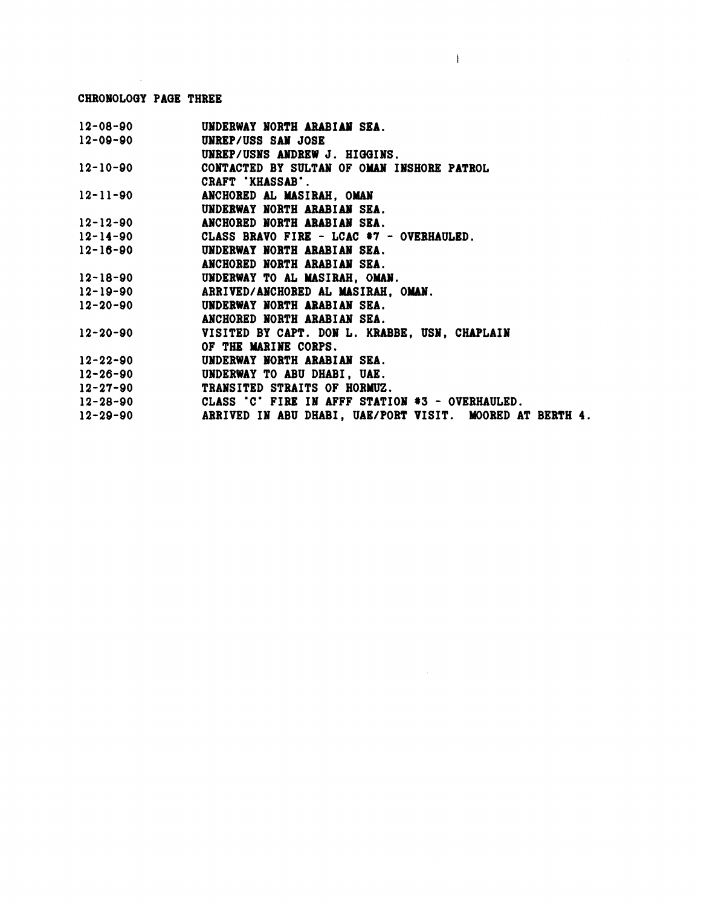CHRONOLOGY PAGE THREE

| | |
|---|---|
| 12-08-90 | UNDERWAY NORTH ARABIAN SEA. |
| 12-09-90 | UNREP/USS SAN JOSE |
| | UNREP/USNS ANDREW J. HIGGINS. |
| 12-10-90 | CONTACTED BY SULTAN OF OMAN INSHORE PATROL CRAFT "KHASSAB". |
| 12-11-90 | ANCHORED AL MASIRAH, OMAN |
| | UNDERWAY NORTH ARABIAN SEA. |
| 12-12-90 | ANCHORED NORTH ARABIAN SEA. |
| 12-14-90 | CLASS BRAVO FIRE - LCAC #7 - OVERHAULED. |
| 12-16-90 | UNDERWAY NORTH ARABIAN SEA. |
| | ANCHORED NORTH ARABIAN SEA. |
| 12-18-90 | UNDERWAY TO AL MASIRAH, OMAN. |
| 12-19-90 | ARRIVED/ANCHORED AL MASIRAH, OMAN. |
| 12-20-90 | UNDERWAY NORTH ARABIAN SEA. |
| | ANCHORED NORTH ARABIAN SEA. |
| 12-20-90 | VISITED BY CAPT. DON L. KRABBE, USN, CHAPLAIN OF THE MARINE CORPS. |
| 12-22-90 | UNDERWAY NORTH ARABIAN SEA. |
| 12-26-90 | UNDERWAY TO ABU DHABI, UAE. |
| 12-27-90 | TRANSITED STRAITS OF HORMUZ. |
| 12-28-90 | CLASS "C" FIRE IN AFFF STATION #3 - OVERHAULED. |
| 12-29-90 | ARRIVED IN ABU DHABI, UAE/PORT VISIT. MOORED AT BERTH 4. |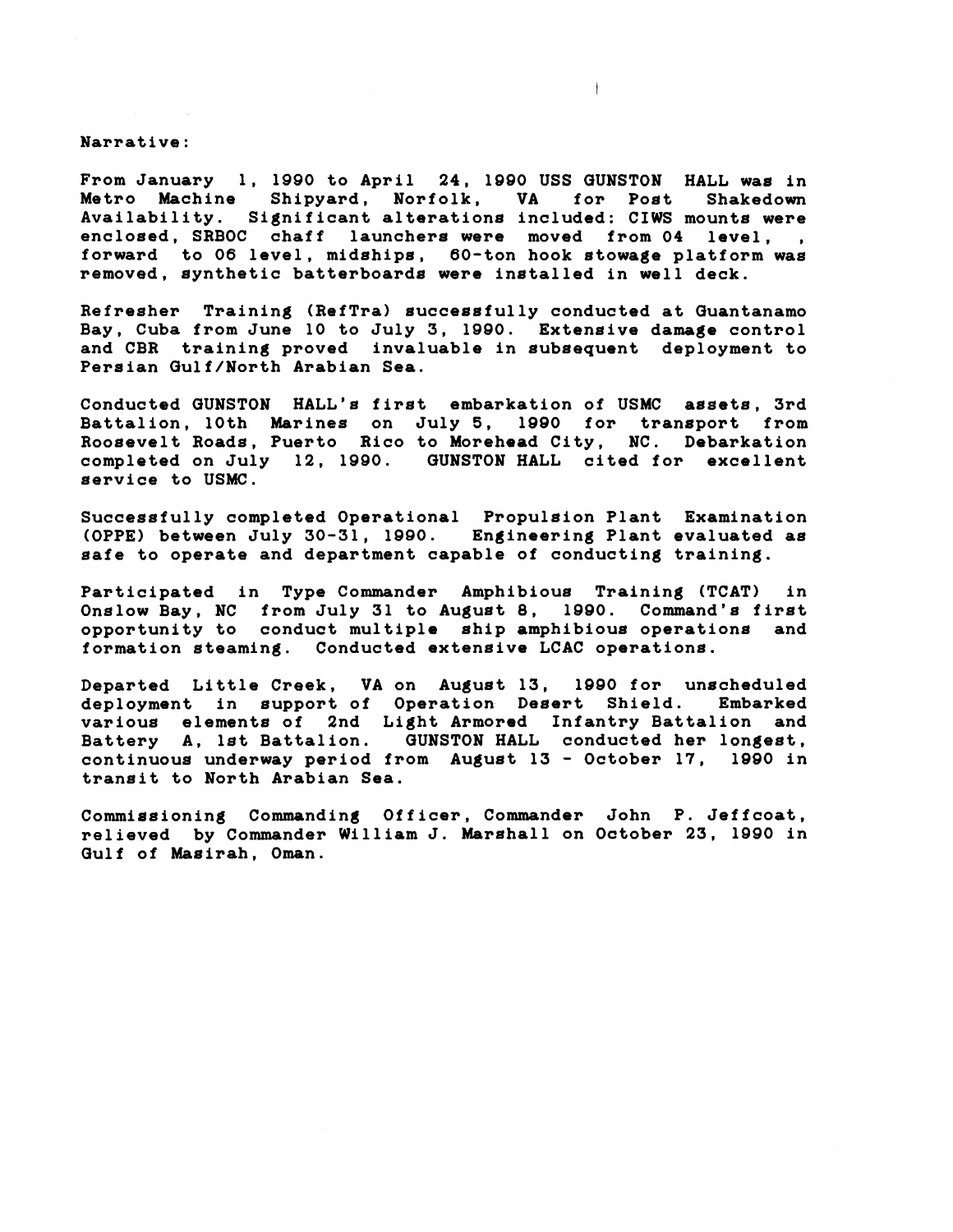Narrative:

From January 1, 1990 to April 24, 1990 USS GUNSTON HALL was in Metro Machine Shipyard, Norfolk, VA for Post Shakedown Availability. Significant alterations included: CIWS mounts were enclosed, SRBOC chaff launchers were moved from 04 level, , forward to 06 level, midships, 60-ton hook stowage platform was removed, synthetic batterboards were installed in well deck.

Refresher Training (RefTra) successfully conducted at Guantanamo Bay, Cuba from June 10 to July 3, 1990. Extensive damage control and CBR training proved invaluable in subsequent deployment to Persian Gulf/North Arabian Sea.

Conducted GUNSTON HALL's first embarkation of USMC assets, 3rd Battalion, 10th Marines on July 5, 1990 for transport from Roosevelt Roads, Puerto Rico to Morehead City, NC. Debarkation completed on July 12, 1990. GUNSTON HALL cited for excellent service to USMC.

Successfully completed Operational Propulsion Plant Examination (OPPE) between July 30-31, 1990. Engineering Plant evaluated as safe to operate and department capable of conducting training.

Participated in Type Commander Amphibious Training (TCAT) in Onslow Bay, NC from July 31 to August 8, 1990. Command's first opportunity to conduct multiple ship amphibious operations and formation steaming. Conducted extensive LCAC operations.

Departed Little Creek, VA on August 13, 1990 for unscheduled deployment in support of Operation Desert Shield. Embarked various elements of 2nd Light Armored Infantry Battalion and Battery A, 1st Battalion. GUNSTON HALL conducted her longest, continuous underway period from August 13 - October 17, 1990 in transit to North Arabian Sea.

Commissioning Commanding Officer, Commander John P. Jeffcoat, relieved by Commander William J. Marshall on October 23, 1990 in Gulf of Masirah, Oman.